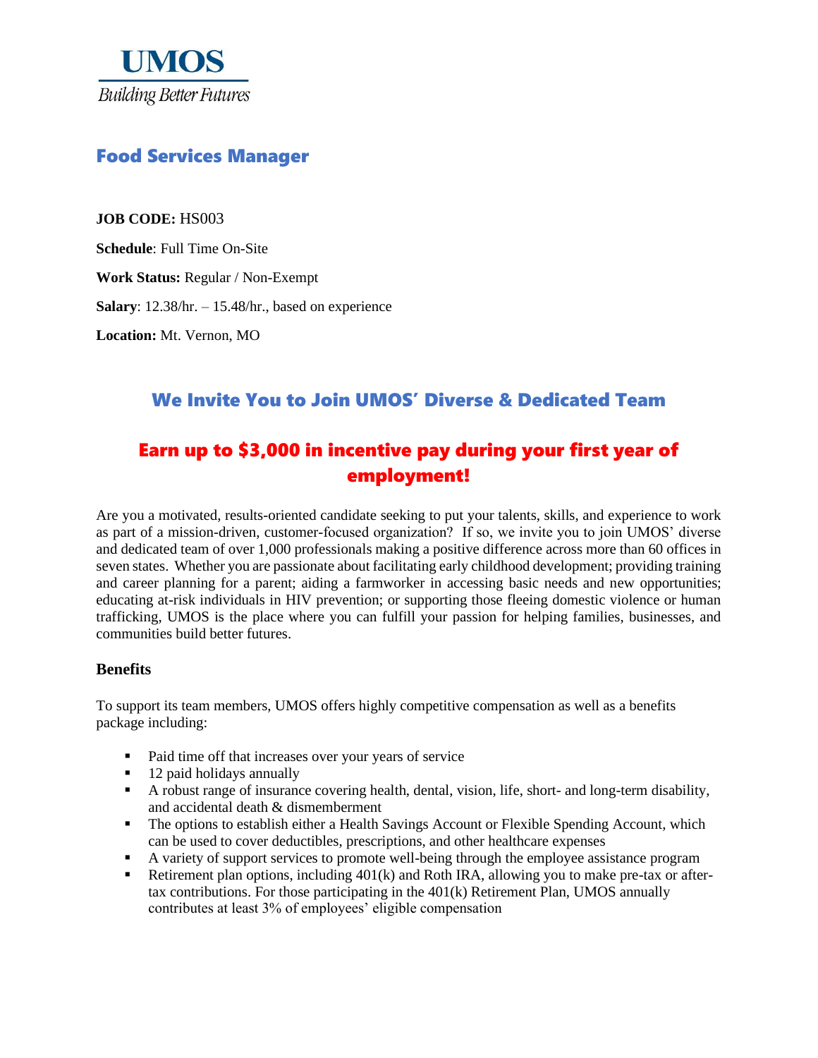**UMOS**

*Building Better Futures*

# Food Services Manager

**JOB CODE:** HS003

**Schedule**: Full Time On-Site

**Work Status:** Regular / Non-Exempt

**Salary**: 12.38/hr. – 15.48/hr., based on experience

**Location:** Mt. Vernon, MO

## We Invite You to Join UMOS' Diverse & Dedicated Team

## Earn up to $3,000 in incentive pay during your first year of employment!

Are you a motivated, results-oriented candidate seeking to put your talents, skills, and experience to work as part of a mission-driven, customer-focused organization? If so, we invite you to join UMOS' diverse and dedicated team of over 1,000 professionals making a positive difference across more than 60 offices in seven states. Whether you are passionate about facilitating early childhood development; providing training and career planning for a parent; aiding a farmworker in accessing basic needs and new opportunities; educating at-risk individuals in HIV prevention; or supporting those fleeing domestic violence or human trafficking, UMOS is the place where you can fulfill your passion for helping families, businesses, and communities build better futures.

### Benefits

To support its team members, UMOS offers highly competitive compensation as well as a benefits package including:

- Paid time off that increases over your years of service
- 12 paid holidays annually
- A robust range of insurance covering health, dental, vision, life, short- and long-term disability, and accidental death & dismemberment
- The options to establish either a Health Savings Account or Flexible Spending Account, which can be used to cover deductibles, prescriptions, and other healthcare expenses
- A variety of support services to promote well-being through the employee assistance program
- Retirement plan options, including 401(k) and Roth IRA, allowing you to make pre-tax or after-tax contributions. For those participating in the 401(k) Retirement Plan, UMOS annually contributes at least 3% of employees' eligible compensation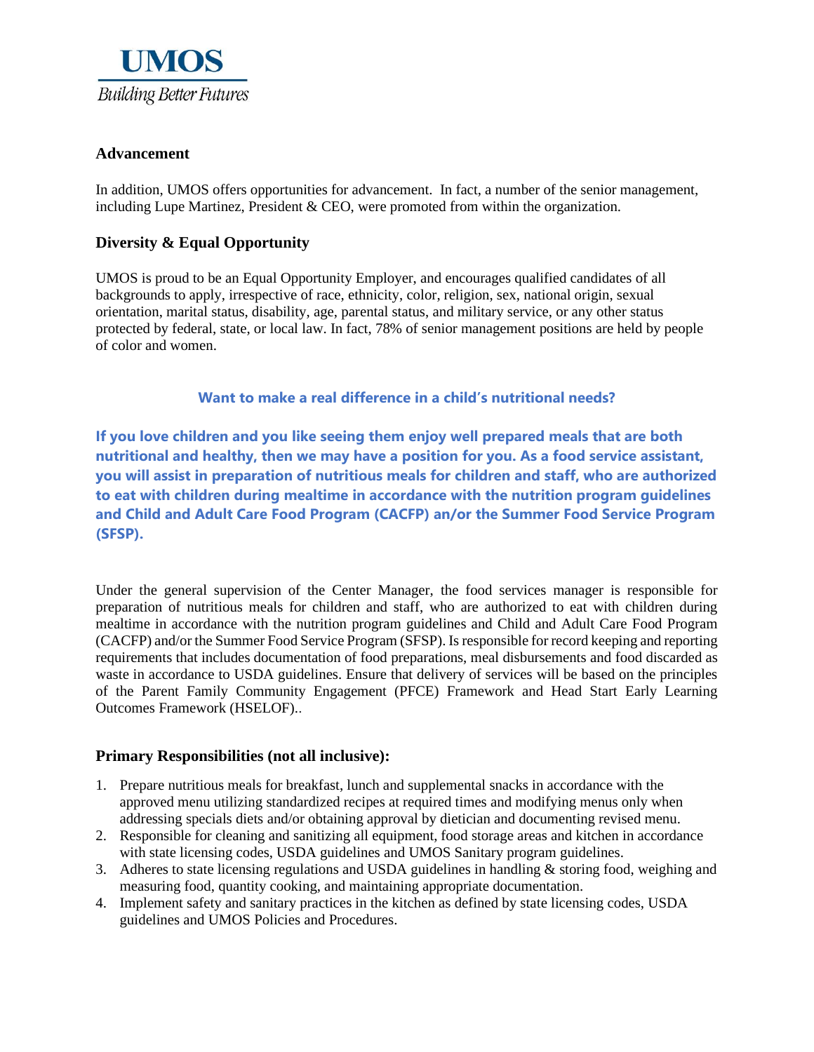# UMOS

*Building Better Futures*

### Advancement

In addition, UMOS offers opportunities for advancement. In fact, a number of the senior management, including Lupe Martinez, President & CEO, were promoted from within the organization.

### Diversity & Equal Opportunity

UMOS is proud to be an Equal Opportunity Employer, and encourages qualified candidates of all backgrounds to apply, irrespective of race, ethnicity, color, religion, sex, national origin, sexual orientation, marital status, disability, age, parental status, and military service, or any other status protected by federal, state, or local law. In fact, 78% of senior management positions are held by people of color and women.

**Want to make a real difference in a child's nutritional needs?**

**If you love children and you like seeing them enjoy well prepared meals that are both nutritional and healthy, then we may have a position for you. As a food service assistant, you will assist in preparation of nutritious meals for children and staff, who are authorized to eat with children during mealtime in accordance with the nutrition program guidelines and Child and Adult Care Food Program (CACFP) an/or the Summer Food Service Program (SFSP).**

Under the general supervision of the Center Manager, the food services manager is responsible for preparation of nutritious meals for children and staff, who are authorized to eat with children during mealtime in accordance with the nutrition program guidelines and Child and Adult Care Food Program (CACFP) and/or the Summer Food Service Program (SFSP). Is responsible for record keeping and reporting requirements that includes documentation of food preparations, meal disbursements and food discarded as waste in accordance to USDA guidelines. Ensure that delivery of services will be based on the principles of the Parent Family Community Engagement (PFCE) Framework and Head Start Early Learning Outcomes Framework (HSELOF)..

### Primary Responsibilities (not all inclusive):

1. Prepare nutritious meals for breakfast, lunch and supplemental snacks in accordance with the approved menu utilizing standardized recipes at required times and modifying menus only when addressing specials diets and/or obtaining approval by dietician and documenting revised menu.
2. Responsible for cleaning and sanitizing all equipment, food storage areas and kitchen in accordance with state licensing codes, USDA guidelines and UMOS Sanitary program guidelines.
3. Adheres to state licensing regulations and USDA guidelines in handling & storing food, weighing and measuring food, quantity cooking, and maintaining appropriate documentation.
4. Implement safety and sanitary practices in the kitchen as defined by state licensing codes, USDA guidelines and UMOS Policies and Procedures.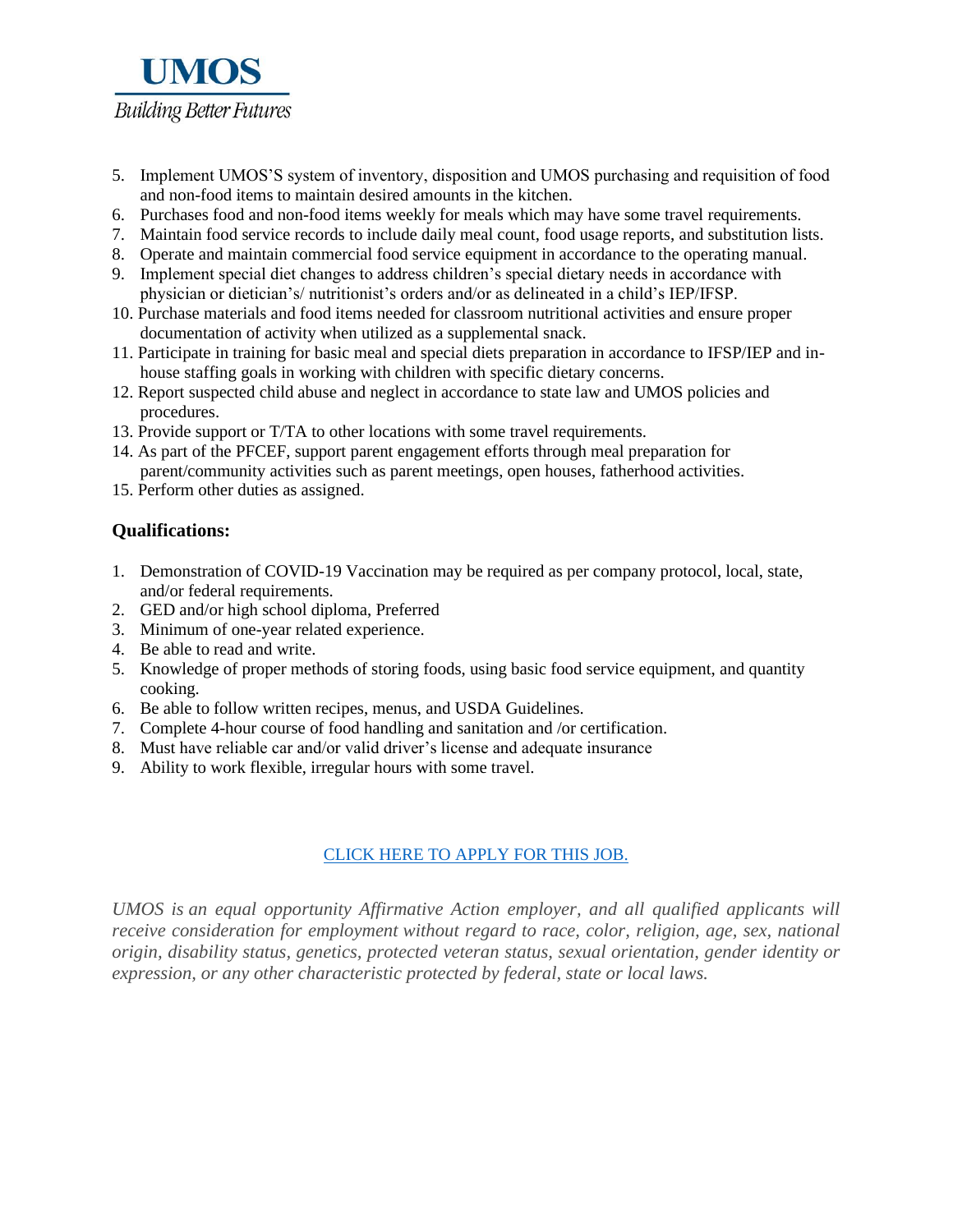5. Implement UMOS'S system of inventory, disposition and UMOS purchasing and requisition of food and non-food items to maintain desired amounts in the kitchen.
6. Purchases food and non-food items weekly for meals which may have some travel requirements.
7. Maintain food service records to include daily meal count, food usage reports, and substitution lists.
8. Operate and maintain commercial food service equipment in accordance to the operating manual.
9. Implement special diet changes to address children's special dietary needs in accordance with physician or dietician's/ nutritionist's orders and/or as delineated in a child's IEP/IFSP.
10. Purchase materials and food items needed for classroom nutritional activities and ensure proper documentation of activity when utilized as a supplemental snack.
11. Participate in training for basic meal and special diets preparation in accordance to IFSP/IEP and in-house staffing goals in working with children with specific dietary concerns.
12. Report suspected child abuse and neglect in accordance to state law and UMOS policies and procedures.
13. Provide support or T/TA to other locations with some travel requirements.
14. As part of the PFCEF, support parent engagement efforts through meal preparation for parent/community activities such as parent meetings, open houses, fatherhood activities.
15. Perform other duties as assigned.

## Qualifications:

1. Demonstration of COVID-19 Vaccination may be required as per company protocol, local, state, and/or federal requirements.
2. GED and/or high school diploma, Preferred
3. Minimum of one-year related experience.
4. Be able to read and write.
5. Knowledge of proper methods of storing foods, using basic food service equipment, and quantity cooking.
6. Be able to follow written recipes, menus, and USDA Guidelines.
7. Complete 4-hour course of food handling and sanitation and /or certification.
8. Must have reliable car and/or valid driver's license and adequate insurance
9. Ability to work flexible, irregular hours with some travel.

CLICK HERE TO APPLY FOR THIS JOB.

*UMOS is an equal opportunity Affirmative Action employer, and all qualified applicants will receive consideration for employment without regard to race, color, religion, age, sex, national origin, disability status, genetics, protected veteran status, sexual orientation, gender identity or expression, or any other characteristic protected by federal, state or local laws.*